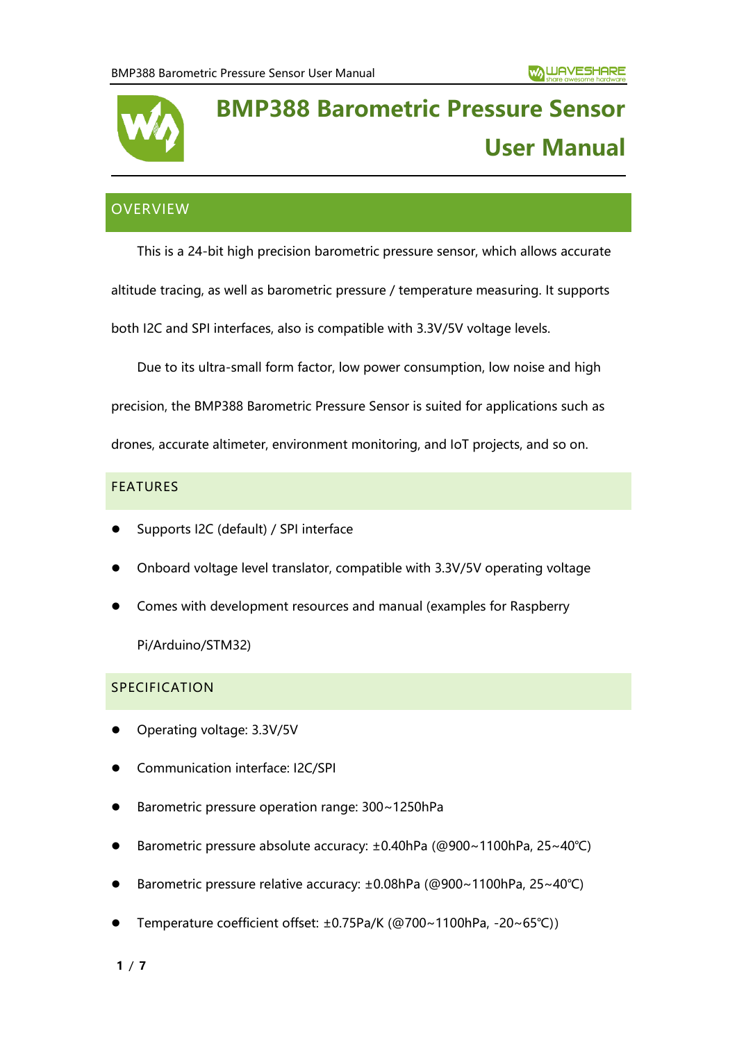# BMP388 Barometric Pressure Sensor User Manual

## OVERVIEW

This is a 24-bit high precision barometric pressure sensor, which allows accurate altitude tracing, as well as barometric pressure / temperature measuring. It supports both I2C and SPI interfaces, also is compatible with 3.3V/5V voltage levels.

Due to its ultra-small form factor, low power consumption, low noise and high precision, the BMP388 Barometric Pressure Sensor is suited for applications such as drones, accurate altimeter, environment monitoring, and IoT projects, and so on.

### FEATURES

- Supports I2C (default) / SPI interface
- Onboard voltage level translator, compatible with 3.3V/5V operating voltage
- Comes with development resources and manual (examples for Raspberry Pi/Arduino/STM32)

### SPECIFICATION

- Operating voltage: 3.3V/5V
- Communication interface: I2C/SPI
- Barometric pressure operation range: 300~1250hPa
- Barometric pressure absolute accuracy: ±0.40hPa (@900~1100hPa, 25~40℃)
- Barometric pressure relative accuracy: ±0.08hPa (@900~1100hPa, 25~40℃)
- Temperature coefficient offset: ±0.75Pa/K (@700~1100hPa, -20~65℃))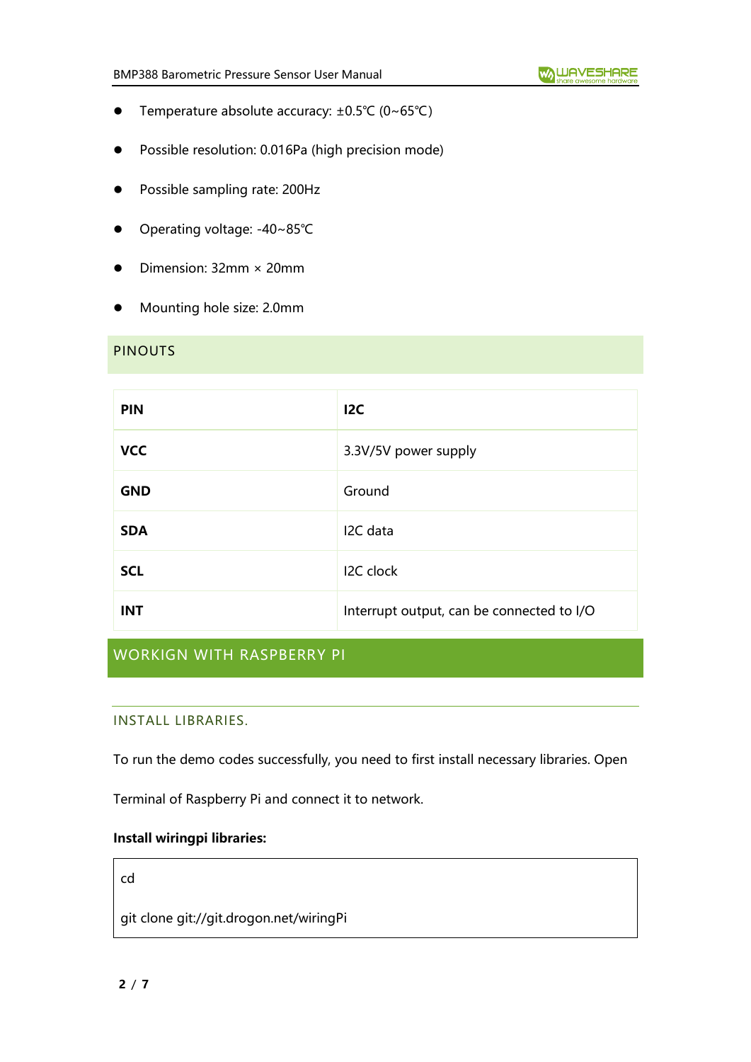- Temperature absolute accuracy: ±0.5℃ (0~65℃)
- Possible resolution: 0.016Pa (high precision mode)
- Possible sampling rate: 200Hz
- Operating voltage: -40~85℃
- Dimension: 32mm × 20mm
- Mounting hole size: 2.0mm

## PINOUTS

| PIN | I2C |
|---|---|
| **VCC** | 3.3V/5V power supply |
| **GND** | Ground |
| **SDA** | I2C data |
| **SCL** | I2C clock |
| **INT** | Interrupt output, can be connected to I/O |

# WORKIGN WITH RASPBERRY PI

### INSTALL LIBRARIES.

To run the demo codes successfully, you need to first install necessary libraries. Open Terminal of Raspberry Pi and connect it to network.

**Install wiringpi libraries:**

```
cd
git clone git://git.drogon.net/wiringPi
```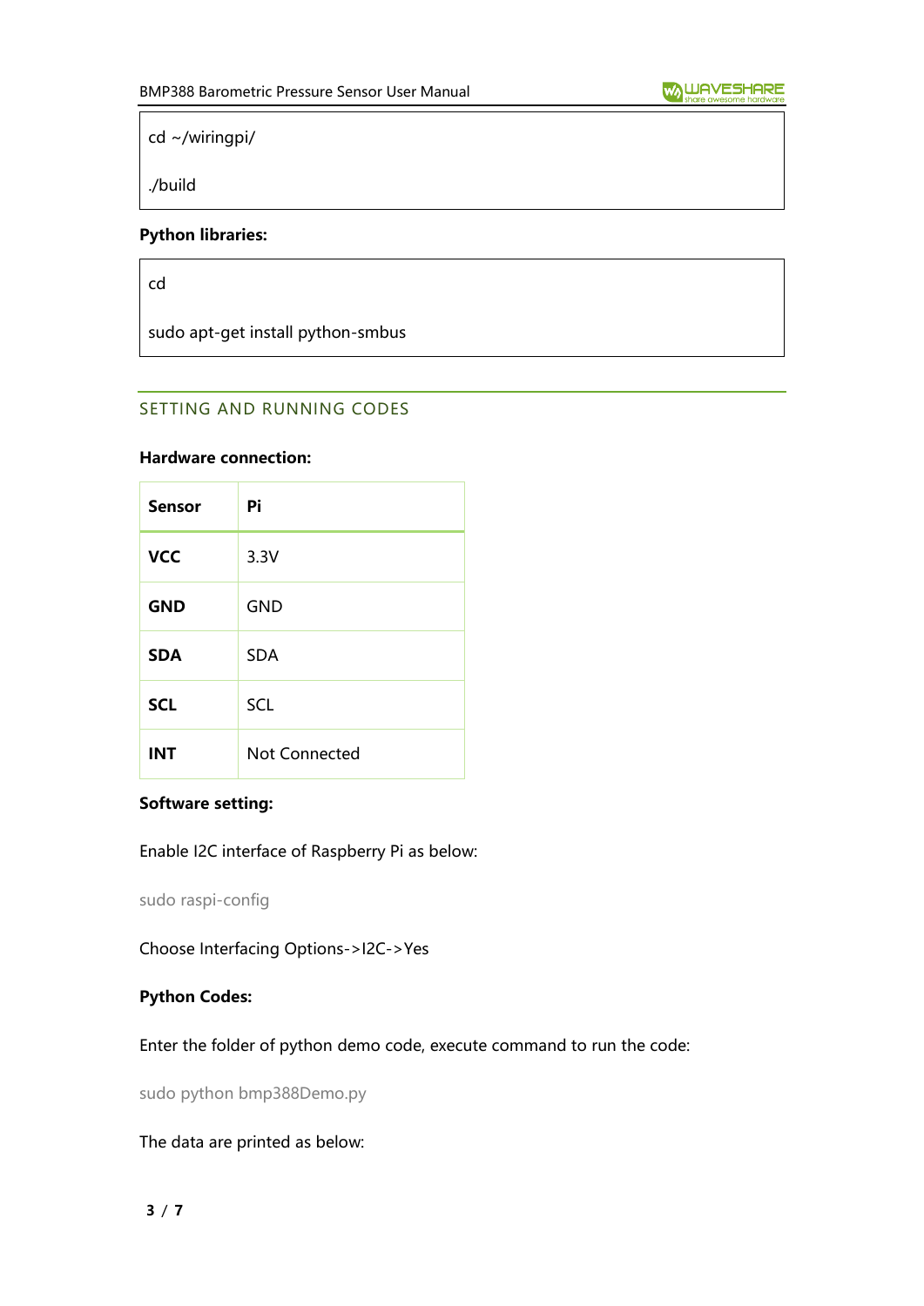```
cd ~/wiringpi/

./build
```

**Python libraries:**

```
cd

sudo apt-get install python-smbus
```

## SETTING AND RUNNING CODES

**Hardware connection:**

| Sensor | Pi |
|---|---|
| **VCC** | 3.3V |
| **GND** | GND |
| **SDA** | SDA |
| **SCL** | SCL |
| **INT** | Not Connected |

**Software setting:**

Enable I2C interface of Raspberry Pi as below:

sudo raspi-config

Choose Interfacing Options->I2C->Yes

**Python Codes:**

Enter the folder of python demo code, execute command to run the code:

sudo python bmp388Demo.py

The data are printed as below: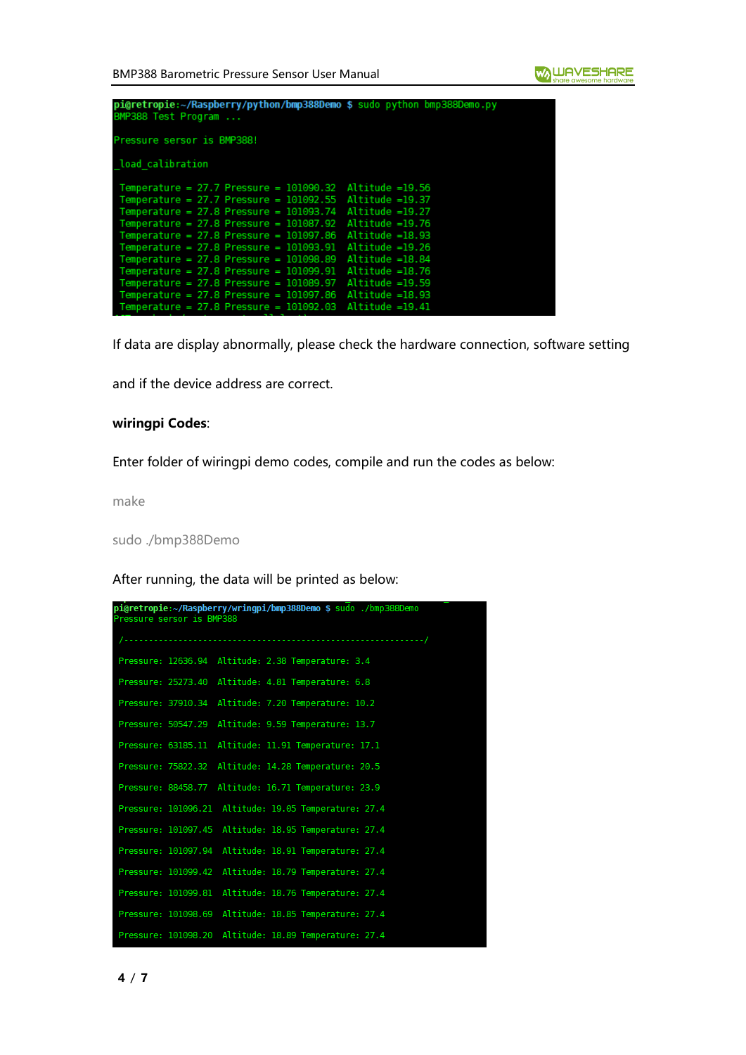```
pi@retropie:~/Raspberry/python/bmp388Demo $ sudo python bmp388Demo.py
BMP388 Test Program ...

Pressure sersor is BMP388!

_load_calibration

 Temperature = 27.7 Pressure = 101090.32  Altitude =19.56
 Temperature = 27.7 Pressure = 101092.55  Altitude =19.37
 Temperature = 27.8 Pressure = 101093.74  Altitude =19.27
 Temperature = 27.8 Pressure = 101087.92  Altitude =19.76
 Temperature = 27.8 Pressure = 101097.86  Altitude =18.93
 Temperature = 27.8 Pressure = 101093.91  Altitude =19.26
 Temperature = 27.8 Pressure = 101098.89  Altitude =18.84
 Temperature = 27.8 Pressure = 101099.91  Altitude =18.76
 Temperature = 27.8 Pressure = 101089.97  Altitude =19.59
 Temperature = 27.8 Pressure = 101097.86  Altitude =18.93
 Temperature = 27.8 Pressure = 101092.03  Altitude =19.41
```

If data are display abnormally, please check the hardware connection, software setting and if the device address are correct.

**wiringpi Codes**:

Enter folder of wiringpi demo codes, compile and run the codes as below:

```
make
sudo ./bmp388Demo
```

After running, the data will be printed as below:

```
pi@retropie:~/Raspberry/wringpi/bmp388Demo $ sudo ./bmp388Demo
Pressure sersor is BMP388

 /-----------------------------------------------------------/

 Pressure: 12636.94  Altitude: 2.38 Temperature: 3.4

 Pressure: 25273.40  Altitude: 4.81 Temperature: 6.8

 Pressure: 37910.34  Altitude: 7.20 Temperature: 10.2

 Pressure: 50547.29  Altitude: 9.59 Temperature: 13.7

 Pressure: 63185.11  Altitude: 11.91 Temperature: 17.1

 Pressure: 75822.32  Altitude: 14.28 Temperature: 20.5

 Pressure: 88458.77  Altitude: 16.71 Temperature: 23.9

 Pressure: 101096.21  Altitude: 19.05 Temperature: 27.4

 Pressure: 101097.45  Altitude: 18.95 Temperature: 27.4

 Pressure: 101097.94  Altitude: 18.91 Temperature: 27.4

 Pressure: 101099.42  Altitude: 18.79 Temperature: 27.4

 Pressure: 101099.81  Altitude: 18.76 Temperature: 27.4

 Pressure: 101098.69  Altitude: 18.85 Temperature: 27.4

 Pressure: 101098.20  Altitude: 18.89 Temperature: 27.4
```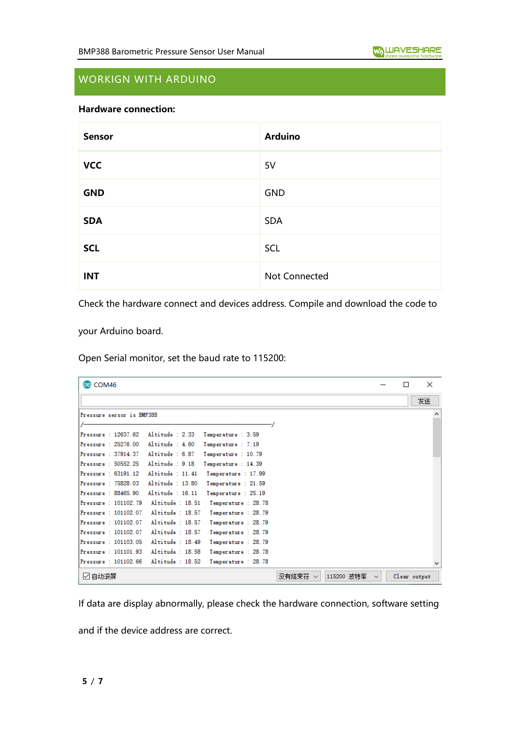## WORKIGN WITH ARDUINO

**Hardware connection:**

| Sensor | Arduino |
|---|---|
| **VCC** | 5V |
| **GND** | GND |
| **SDA** | SDA |
| **SCL** | SCL |
| **INT** | Not Connected |

Check the hardware connect and devices address. Compile and download the code to your Arduino board.

Open Serial monitor, set the baud rate to 115200:

```
COM46
Pressure sersor is BMP388
/------------------------------------------------------------------------/
Pressure : 12637.62   Altitude : 2.33   Temperature : 3.59
Pressure : 25276.00   Altitude : 4.60   Temperature : 7.19
Pressure : 37914.37   Altitude : 6.87   Temperature : 10.79
Pressure : 50552.25   Altitude : 9.18   Temperature : 14.39
Pressure : 63191.12   Altitude : 11.41   Temperature : 17.99
Pressure : 75828.03   Altitude : 13.80   Temperature : 21.59
Pressure : 88465.90   Altitude : 16.11   Temperature : 25.19
Pressure : 101102.79   Altitude : 18.51   Temperature : 28.78
Pressure : 101102.07   Altitude : 18.57   Temperature : 28.79
Pressure : 101102.07   Altitude : 18.57   Temperature : 28.79
Pressure : 101102.07   Altitude : 18.57   Temperature : 28.79
Pressure : 101103.05   Altitude : 18.49   Temperature : 28.79
Pressure : 101101.93   Altitude : 18.58   Temperature : 28.78
Pressure : 101102.66   Altitude : 18.52   Temperature : 28.78
```

If data are display abnormally, please check the hardware connection, software setting and if the device address are correct.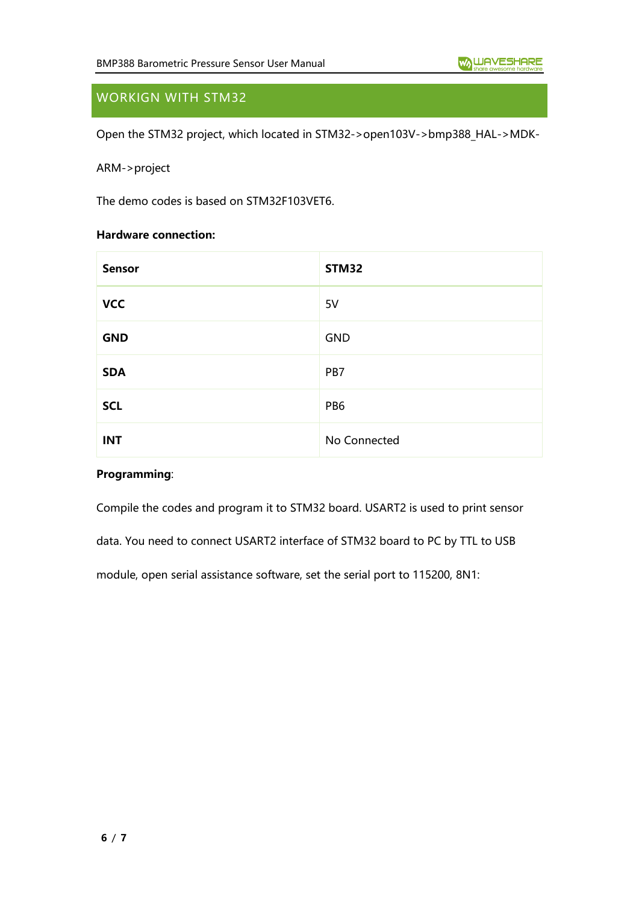## WORKIGN WITH STM32

Open the STM32 project, which located in STM32->open103V->bmp388_HAL->MDK-ARM->project

The demo codes is based on STM32F103VET6.

**Hardware connection:**

| Sensor | STM32 |
|---|---|
| **VCC** | 5V |
| **GND** | GND |
| **SDA** | PB7 |
| **SCL** | PB6 |
| **INT** | No Connected |

**Programming**:

Compile the codes and program it to STM32 board. USART2 is used to print sensor data. You need to connect USART2 interface of STM32 board to PC by TTL to USB module, open serial assistance software, set the serial port to 115200, 8N1: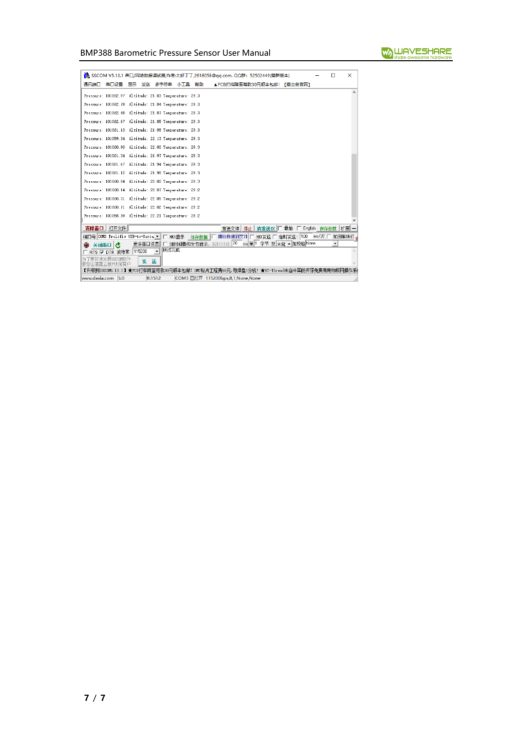```
Pressure: 101062.97  Altitude: 21.83 Temperature: 29.3
Pressure: 101062.79  Altitude: 21.84 Temperature: 29.3
Pressure: 101062.48  Altitude: 21.87 Temperature: 29.3
Pressure: 101062.67  Altitude: 21.85 Temperature: 29.3
Pressure: 101061.13  Altitude: 21.98 Temperature: 29.3
Pressure: 101059.34  Altitude: 22.13 Temperature: 29.3
Pressure: 101060.90  Altitude: 22.00 Temperature: 29.3
Pressure: 101061.34  Altitude: 21.97 Temperature: 29.3
Pressure: 101061.67  Altitude: 21.94 Temperature: 29.3
Pressure: 101061.12  Altitude: 21.98 Temperature: 29.3
Pressure: 101060.94  Altitude: 22.00 Temperature: 29.3
Pressure: 101060.14  Altitude: 22.07 Temperature: 29.2
Pressure: 101060.31  Altitude: 22.05 Temperature: 29.2
Pressure: 101060.71  Altitude: 22.02 Temperature: 29.2
Pressure: 101058.39  Altitude: 22.21 Temperature: 29.2
```